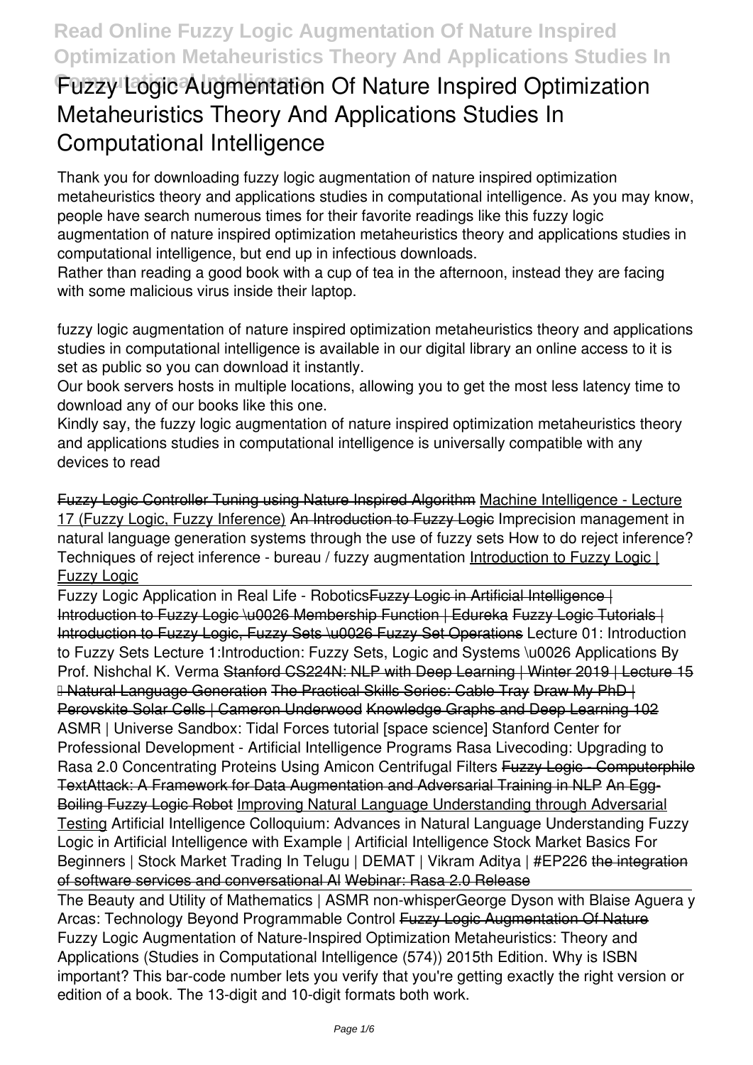# Fuzzy Logic Augmentation Of Nature Inspired Optimization Metaheuristics Theory And Applications Studies In Computational Intelligence

Thank you for downloading fuzzy logic augmentation of nature inspired optimization metaheuristics theory and applications studies in computational intelligence. As you may know, people have search numerous times for their favorite readings like this fuzzy logic augmentation of nature inspired optimization metaheuristics theory and applications studies in computational intelligence, but end up in infectious downloads.

Rather than reading a good book with a cup of tea in the afternoon, instead they are facing with some malicious virus inside their laptop.

fuzzy logic augmentation of nature inspired optimization metaheuristics theory and applications studies in computational intelligence is available in our digital library an online access to it is set as public so you can download it instantly.

Our book servers hosts in multiple locations, allowing you to get the most less latency time to download any of our books like this one.

Kindly say, the fuzzy logic augmentation of nature inspired optimization metaheuristics theory and applications studies in computational intelligence is universally compatible with any devices to read

Fuzzy Logic Controller Tuning using Nature Inspired Algorithm Machine Intelligence - Lecture 17 (Fuzzy Logic, Fuzzy Inference) An Introduction to Fuzzy Logic Imprecision management in natural language generation systems through the use of fuzzy sets How to do reject inference? Techniques of reject inference - bureau / fuzzy augmentation Introduction to Fuzzy Logic | Fuzzy Logic

Fuzzy Logic Application in Real Life - Robotics ~~Fuzzy Logic in Artificial Intelligence | Introduction to Fuzzy Logic \u0026 Membership Function | Edureka~~ ~~Fuzzy Logic Tutorials | Introduction to Fuzzy Logic, Fuzzy Sets \u0026 Fuzzy Set Operations~~ Lecture 01: Introduction to Fuzzy Sets Lecture 1:Introduction: Fuzzy Sets, Logic and Systems \u0026 Applications By Prof. Nishchal K. Verma ~~Stanford CS224N: NLP with Deep Learning | Winter 2019 | Lecture 15 – Natural Language Generation~~ ~~The Practical Skills Series: Cable Tray~~ ~~Draw My PhD | Perovskite Solar Cells | Cameron Underwood~~ ~~Knowledge Graphs and Deep Learning 102~~ ASMR | Universe Sandbox: Tidal Forces tutorial [space science] Stanford Center for Professional Development - Artificial Intelligence Programs Rasa Livecoding: Upgrading to Rasa 2.0 Concentrating Proteins Using Amicon Centrifugal Filters ~~Fuzzy Logic - Computerphile~~ ~~TextAttack: A Framework for Data Augmentation and Adversarial Training in NLP~~ ~~An Egg-Boiling Fuzzy Logic Robot~~ Improving Natural Language Understanding through Adversarial Testing Artificial Intelligence Colloquium: Advances in Natural Language Understanding Fuzzy Logic in Artificial Intelligence with Example | Artificial Intelligence Stock Market Basics For Beginners | Stock Market Trading In Telugu | DEMAT | Vikram Aditya | #EP226 ~~the integration of software services and conversational AI~~ ~~Webinar: Rasa 2.0 Release~~

The Beauty and Utility of Mathematics | ASMR non-whisper George Dyson with Blaise Aguera y Arcas: Technology Beyond Programmable Control ~~Fuzzy Logic Augmentation Of Nature~~

Fuzzy Logic Augmentation of Nature-Inspired Optimization Metaheuristics: Theory and Applications (Studies in Computational Intelligence (574)) 2015th Edition. Why is ISBN important? This bar-code number lets you verify that you're getting exactly the right version or edition of a book. The 13-digit and 10-digit formats both work.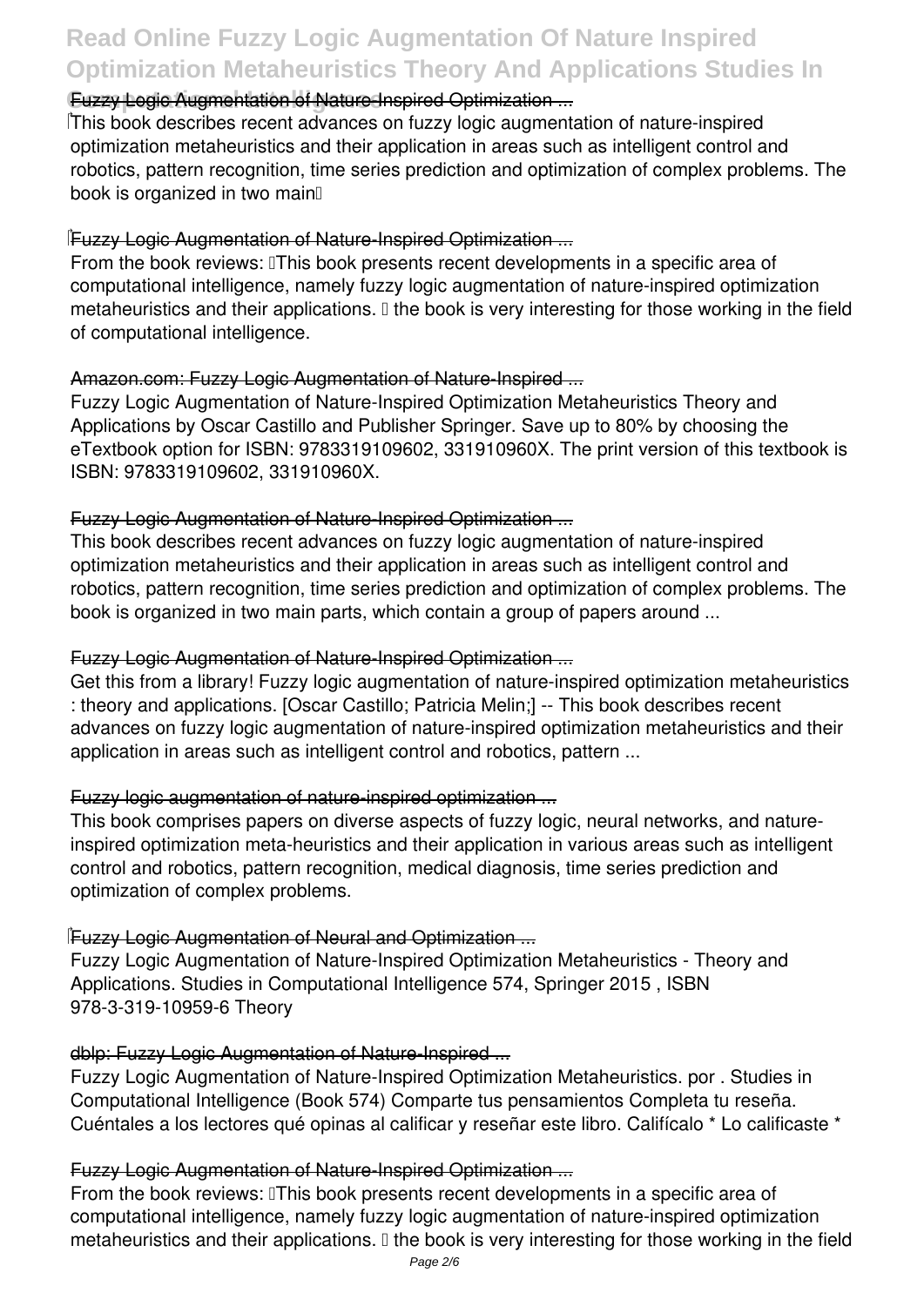## Fuzzy Logic Augmentation of Nature-Inspired Optimization ...

This book describes recent advances on fuzzy logic augmentation of nature-inspired optimization metaheuristics and their application in areas such as intelligent control and robotics, pattern recognition, time series prediction and optimization of complex problems. The book is organized in two main…

## Fuzzy Logic Augmentation of Nature-Inspired Optimization ...

From the book reviews: "This book presents recent developments in a specific area of computational intelligence, namely fuzzy logic augmentation of nature-inspired optimization metaheuristics and their applications. … the book is very interesting for those working in the field of computational intelligence.

## Amazon.com: Fuzzy Logic Augmentation of Nature-Inspired ...

Fuzzy Logic Augmentation of Nature-Inspired Optimization Metaheuristics Theory and Applications by Oscar Castillo and Publisher Springer. Save up to 80% by choosing the eTextbook option for ISBN: 9783319109602, 331910960X. The print version of this textbook is ISBN: 9783319109602, 331910960X.

## Fuzzy Logic Augmentation of Nature-Inspired Optimization ...

This book describes recent advances on fuzzy logic augmentation of nature-inspired optimization metaheuristics and their application in areas such as intelligent control and robotics, pattern recognition, time series prediction and optimization of complex problems. The book is organized in two main parts, which contain a group of papers around ...

## Fuzzy Logic Augmentation of Nature-Inspired Optimization ...

Get this from a library! Fuzzy logic augmentation of nature-inspired optimization metaheuristics : theory and applications. [Oscar Castillo; Patricia Melin;] -- This book describes recent advances on fuzzy logic augmentation of nature-inspired optimization metaheuristics and their application in areas such as intelligent control and robotics, pattern ...

## Fuzzy logic augmentation of nature-inspired optimization ...

This book comprises papers on diverse aspects of fuzzy logic, neural networks, and nature-inspired optimization meta-heuristics and their application in various areas such as intelligent control and robotics, pattern recognition, medical diagnosis, time series prediction and optimization of complex problems.

## Fuzzy Logic Augmentation of Neural and Optimization ...

Fuzzy Logic Augmentation of Nature-Inspired Optimization Metaheuristics - Theory and Applications. Studies in Computational Intelligence 574, Springer 2015 , ISBN 978-3-319-10959-6 Theory

## dblp: Fuzzy Logic Augmentation of Nature-Inspired ...

Fuzzy Logic Augmentation of Nature-Inspired Optimization Metaheuristics. por . Studies in Computational Intelligence (Book 574) Comparte tus pensamientos Completa tu reseña. Cuéntales a los lectores qué opinas al calificar y reseñar este libro. Califícalo * Lo calificaste *

## Fuzzy Logic Augmentation of Nature-Inspired Optimization ...

From the book reviews: "This book presents recent developments in a specific area of computational intelligence, namely fuzzy logic augmentation of nature-inspired optimization metaheuristics and their applications. … the book is very interesting for those working in the field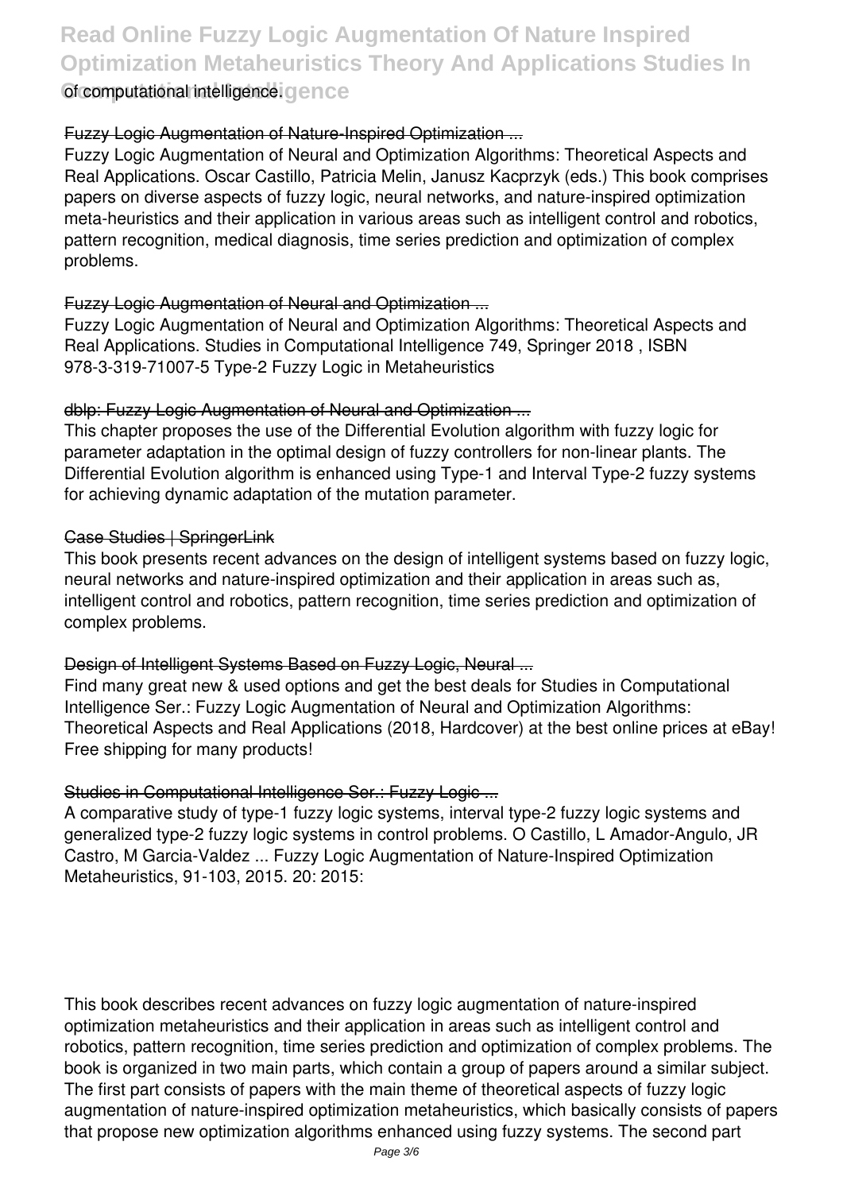of computational intelligence.

## Fuzzy Logic Augmentation of Nature-Inspired Optimization ...

Fuzzy Logic Augmentation of Neural and Optimization Algorithms: Theoretical Aspects and Real Applications. Oscar Castillo, Patricia Melin, Janusz Kacprzyk (eds.) This book comprises papers on diverse aspects of fuzzy logic, neural networks, and nature-inspired optimization meta-heuristics and their application in various areas such as intelligent control and robotics, pattern recognition, medical diagnosis, time series prediction and optimization of complex problems.

## Fuzzy Logic Augmentation of Neural and Optimization ...

Fuzzy Logic Augmentation of Neural and Optimization Algorithms: Theoretical Aspects and Real Applications. Studies in Computational Intelligence 749, Springer 2018 , ISBN 978-3-319-71007-5 Type-2 Fuzzy Logic in Metaheuristics

## dblp: Fuzzy Logic Augmentation of Neural and Optimization ...

This chapter proposes the use of the Differential Evolution algorithm with fuzzy logic for parameter adaptation in the optimal design of fuzzy controllers for non-linear plants. The Differential Evolution algorithm is enhanced using Type-1 and Interval Type-2 fuzzy systems for achieving dynamic adaptation of the mutation parameter.

## Case Studies | SpringerLink

This book presents recent advances on the design of intelligent systems based on fuzzy logic, neural networks and nature-inspired optimization and their application in areas such as, intelligent control and robotics, pattern recognition, time series prediction and optimization of complex problems.

## Design of Intelligent Systems Based on Fuzzy Logic, Neural ...

Find many great new & used options and get the best deals for Studies in Computational Intelligence Ser.: Fuzzy Logic Augmentation of Neural and Optimization Algorithms: Theoretical Aspects and Real Applications (2018, Hardcover) at the best online prices at eBay! Free shipping for many products!

## Studies in Computational Intelligence Ser.: Fuzzy Logic ...

A comparative study of type-1 fuzzy logic systems, interval type-2 fuzzy logic systems and generalized type-2 fuzzy logic systems in control problems. O Castillo, L Amador-Angulo, JR Castro, M Garcia-Valdez ... Fuzzy Logic Augmentation of Nature-Inspired Optimization Metaheuristics, 91-103, 2015. 20: 2015:

This book describes recent advances on fuzzy logic augmentation of nature-inspired optimization metaheuristics and their application in areas such as intelligent control and robotics, pattern recognition, time series prediction and optimization of complex problems. The book is organized in two main parts, which contain a group of papers around a similar subject. The first part consists of papers with the main theme of theoretical aspects of fuzzy logic augmentation of nature-inspired optimization metaheuristics, which basically consists of papers that propose new optimization algorithms enhanced using fuzzy systems. The second part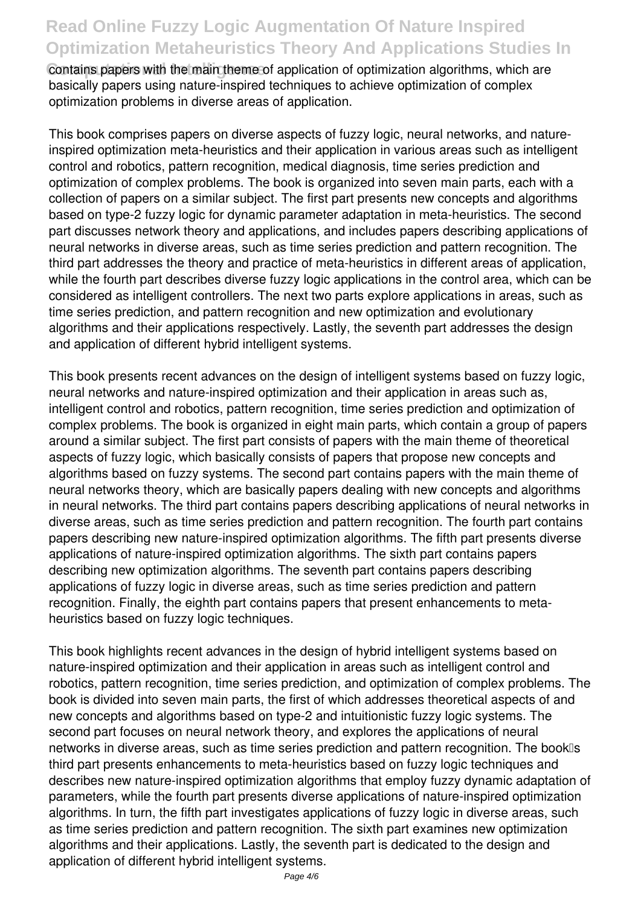contains papers with the main theme of application of optimization algorithms, which are basically papers using nature-inspired techniques to achieve optimization of complex optimization problems in diverse areas of application.

This book comprises papers on diverse aspects of fuzzy logic, neural networks, and nature-inspired optimization meta-heuristics and their application in various areas such as intelligent control and robotics, pattern recognition, medical diagnosis, time series prediction and optimization of complex problems. The book is organized into seven main parts, each with a collection of papers on a similar subject. The first part presents new concepts and algorithms based on type-2 fuzzy logic for dynamic parameter adaptation in meta-heuristics. The second part discusses network theory and applications, and includes papers describing applications of neural networks in diverse areas, such as time series prediction and pattern recognition. The third part addresses the theory and practice of meta-heuristics in different areas of application, while the fourth part describes diverse fuzzy logic applications in the control area, which can be considered as intelligent controllers. The next two parts explore applications in areas, such as time series prediction, and pattern recognition and new optimization and evolutionary algorithms and their applications respectively. Lastly, the seventh part addresses the design and application of different hybrid intelligent systems.

This book presents recent advances on the design of intelligent systems based on fuzzy logic, neural networks and nature-inspired optimization and their application in areas such as, intelligent control and robotics, pattern recognition, time series prediction and optimization of complex problems. The book is organized in eight main parts, which contain a group of papers around a similar subject. The first part consists of papers with the main theme of theoretical aspects of fuzzy logic, which basically consists of papers that propose new concepts and algorithms based on fuzzy systems. The second part contains papers with the main theme of neural networks theory, which are basically papers dealing with new concepts and algorithms in neural networks. The third part contains papers describing applications of neural networks in diverse areas, such as time series prediction and pattern recognition. The fourth part contains papers describing new nature-inspired optimization algorithms. The fifth part presents diverse applications of nature-inspired optimization algorithms. The sixth part contains papers describing new optimization algorithms. The seventh part contains papers describing applications of fuzzy logic in diverse areas, such as time series prediction and pattern recognition. Finally, the eighth part contains papers that present enhancements to meta-heuristics based on fuzzy logic techniques.

This book highlights recent advances in the design of hybrid intelligent systems based on nature-inspired optimization and their application in areas such as intelligent control and robotics, pattern recognition, time series prediction, and optimization of complex problems. The book is divided into seven main parts, the first of which addresses theoretical aspects of and new concepts and algorithms based on type-2 and intuitionistic fuzzy logic systems. The second part focuses on neural network theory, and explores the applications of neural networks in diverse areas, such as time series prediction and pattern recognition. The book's third part presents enhancements to meta-heuristics based on fuzzy logic techniques and describes new nature-inspired optimization algorithms that employ fuzzy dynamic adaptation of parameters, while the fourth part presents diverse applications of nature-inspired optimization algorithms. In turn, the fifth part investigates applications of fuzzy logic in diverse areas, such as time series prediction and pattern recognition. The sixth part examines new optimization algorithms and their applications. Lastly, the seventh part is dedicated to the design and application of different hybrid intelligent systems.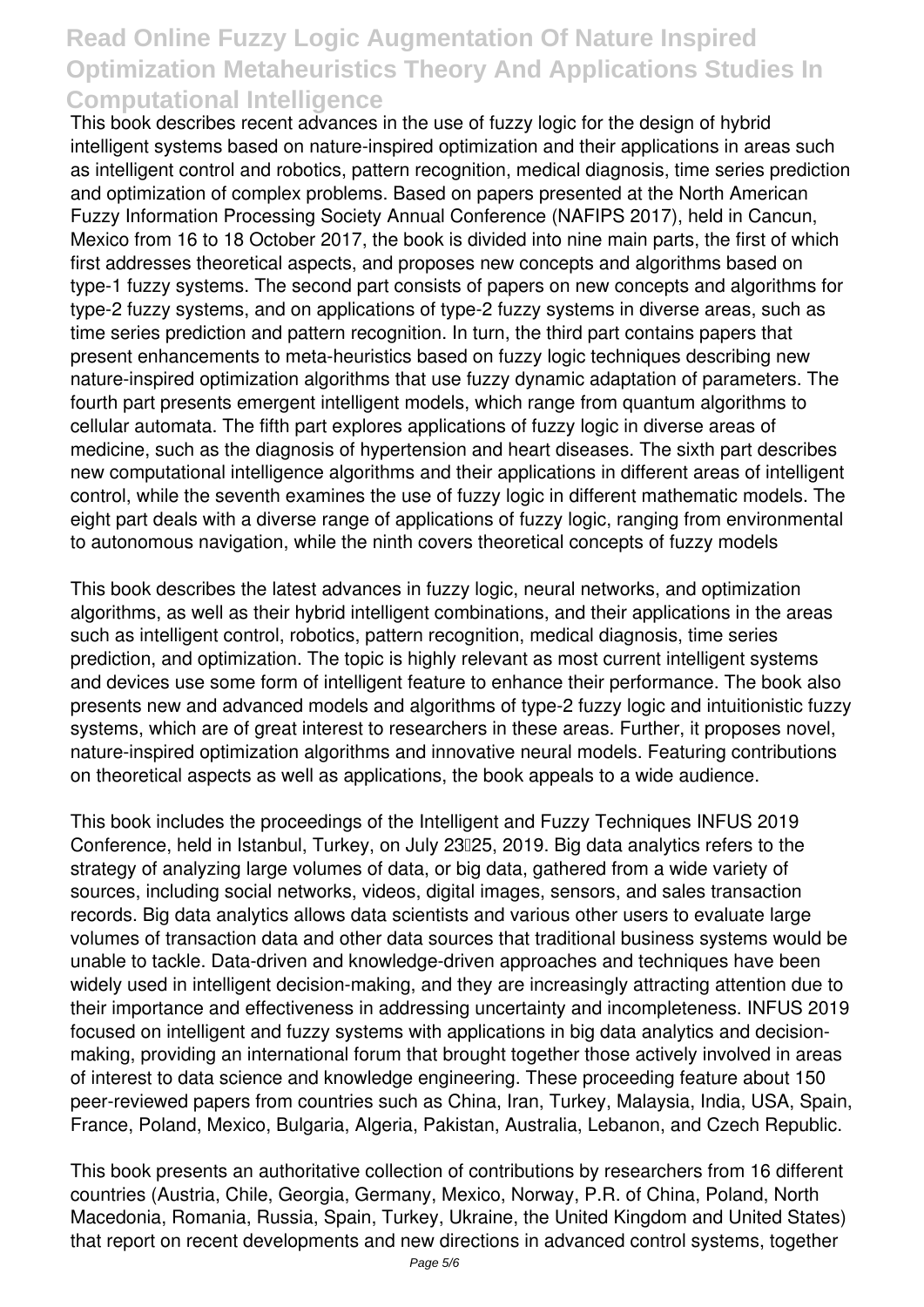This book describes recent advances in the use of fuzzy logic for the design of hybrid intelligent systems based on nature-inspired optimization and their applications in areas such as intelligent control and robotics, pattern recognition, medical diagnosis, time series prediction and optimization of complex problems. Based on papers presented at the North American Fuzzy Information Processing Society Annual Conference (NAFIPS 2017), held in Cancun, Mexico from 16 to 18 October 2017, the book is divided into nine main parts, the first of which first addresses theoretical aspects, and proposes new concepts and algorithms based on type-1 fuzzy systems. The second part consists of papers on new concepts and algorithms for type-2 fuzzy systems, and on applications of type-2 fuzzy systems in diverse areas, such as time series prediction and pattern recognition. In turn, the third part contains papers that present enhancements to meta-heuristics based on fuzzy logic techniques describing new nature-inspired optimization algorithms that use fuzzy dynamic adaptation of parameters. The fourth part presents emergent intelligent models, which range from quantum algorithms to cellular automata. The fifth part explores applications of fuzzy logic in diverse areas of medicine, such as the diagnosis of hypertension and heart diseases. The sixth part describes new computational intelligence algorithms and their applications in different areas of intelligent control, while the seventh examines the use of fuzzy logic in different mathematic models. The eight part deals with a diverse range of applications of fuzzy logic, ranging from environmental to autonomous navigation, while the ninth covers theoretical concepts of fuzzy models

This book describes the latest advances in fuzzy logic, neural networks, and optimization algorithms, as well as their hybrid intelligent combinations, and their applications in the areas such as intelligent control, robotics, pattern recognition, medical diagnosis, time series prediction, and optimization. The topic is highly relevant as most current intelligent systems and devices use some form of intelligent feature to enhance their performance. The book also presents new and advanced models and algorithms of type-2 fuzzy logic and intuitionistic fuzzy systems, which are of great interest to researchers in these areas. Further, it proposes novel, nature-inspired optimization algorithms and innovative neural models. Featuring contributions on theoretical aspects as well as applications, the book appeals to a wide audience.

This book includes the proceedings of the Intelligent and Fuzzy Techniques INFUS 2019 Conference, held in Istanbul, Turkey, on July 23–25, 2019. Big data analytics refers to the strategy of analyzing large volumes of data, or big data, gathered from a wide variety of sources, including social networks, videos, digital images, sensors, and sales transaction records. Big data analytics allows data scientists and various other users to evaluate large volumes of transaction data and other data sources that traditional business systems would be unable to tackle. Data-driven and knowledge-driven approaches and techniques have been widely used in intelligent decision-making, and they are increasingly attracting attention due to their importance and effectiveness in addressing uncertainty and incompleteness. INFUS 2019 focused on intelligent and fuzzy systems with applications in big data analytics and decision-making, providing an international forum that brought together those actively involved in areas of interest to data science and knowledge engineering. These proceeding feature about 150 peer-reviewed papers from countries such as China, Iran, Turkey, Malaysia, India, USA, Spain, France, Poland, Mexico, Bulgaria, Algeria, Pakistan, Australia, Lebanon, and Czech Republic.

This book presents an authoritative collection of contributions by researchers from 16 different countries (Austria, Chile, Georgia, Germany, Mexico, Norway, P.R. of China, Poland, North Macedonia, Romania, Russia, Spain, Turkey, Ukraine, the United Kingdom and United States) that report on recent developments and new directions in advanced control systems, together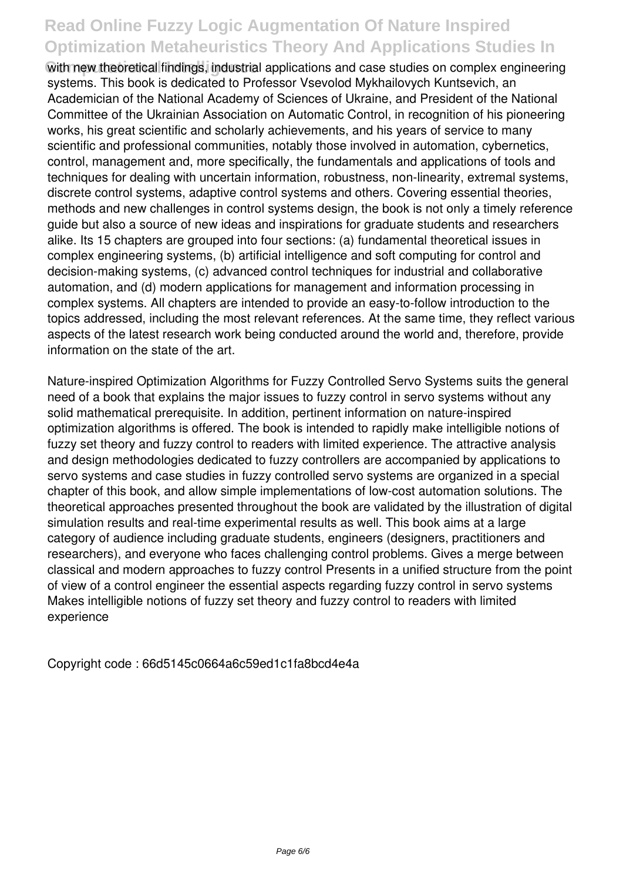with new theoretical findings, industrial applications and case studies on complex engineering systems. This book is dedicated to Professor Vsevolod Mykhailovych Kuntsevich, an Academician of the National Academy of Sciences of Ukraine, and President of the National Committee of the Ukrainian Association on Automatic Control, in recognition of his pioneering works, his great scientific and scholarly achievements, and his years of service to many scientific and professional communities, notably those involved in automation, cybernetics, control, management and, more specifically, the fundamentals and applications of tools and techniques for dealing with uncertain information, robustness, non-linearity, extremal systems, discrete control systems, adaptive control systems and others. Covering essential theories, methods and new challenges in control systems design, the book is not only a timely reference guide but also a source of new ideas and inspirations for graduate students and researchers alike. Its 15 chapters are grouped into four sections: (a) fundamental theoretical issues in complex engineering systems, (b) artificial intelligence and soft computing for control and decision-making systems, (c) advanced control techniques for industrial and collaborative automation, and (d) modern applications for management and information processing in complex systems. All chapters are intended to provide an easy-to-follow introduction to the topics addressed, including the most relevant references. At the same time, they reflect various aspects of the latest research work being conducted around the world and, therefore, provide information on the state of the art.

Nature-inspired Optimization Algorithms for Fuzzy Controlled Servo Systems suits the general need of a book that explains the major issues to fuzzy control in servo systems without any solid mathematical prerequisite. In addition, pertinent information on nature-inspired optimization algorithms is offered. The book is intended to rapidly make intelligible notions of fuzzy set theory and fuzzy control to readers with limited experience. The attractive analysis and design methodologies dedicated to fuzzy controllers are accompanied by applications to servo systems and case studies in fuzzy controlled servo systems are organized in a special chapter of this book, and allow simple implementations of low-cost automation solutions. The theoretical approaches presented throughout the book are validated by the illustration of digital simulation results and real-time experimental results as well. This book aims at a large category of audience including graduate students, engineers (designers, practitioners and researchers), and everyone who faces challenging control problems. Gives a merge between classical and modern approaches to fuzzy control Presents in a unified structure from the point of view of a control engineer the essential aspects regarding fuzzy control in servo systems Makes intelligible notions of fuzzy set theory and fuzzy control to readers with limited experience

Copyright code : 66d5145c0664a6c59ed1c1fa8bcd4e4a